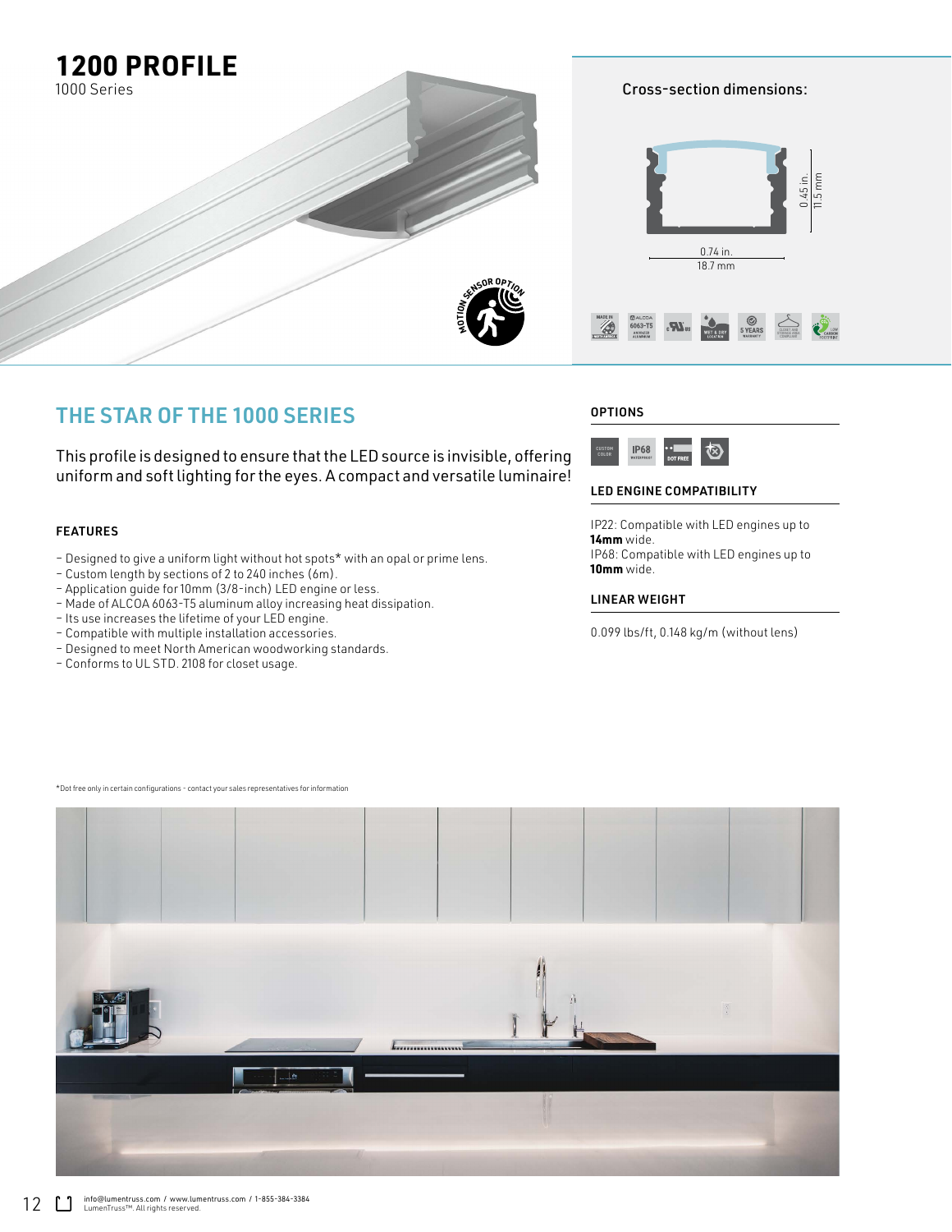# 1200 PROFILE

1000 Series

Cross-section dimensions:

0.45 in.
11.5 mm

0.74 in.
18.7 mm

## THE STAR OF THE 1000 SERIES

This profile is designed to ensure that the LED source is invisible, offering uniform and soft lighting for the eyes. A compact and versatile luminaire!

### FEATURES

- Designed to give a uniform light without hot spots* with an opal or prime lens.
- Custom length by sections of 2 to 240 inches (6m).
- Application guide for 10mm (3/8-inch) LED engine or less.
- Made of ALCOA 6063-T5 aluminum alloy increasing heat dissipation.
- Its use increases the lifetime of your LED engine.
- Compatible with multiple installation accessories.
- Designed to meet North American woodworking standards.
- Conforms to UL STD. 2108 for closet usage.

### OPTIONS

### LED ENGINE COMPATIBILITY

IP22: Compatible with LED engines up to **14mm** wide.
IP68: Compatible with LED engines up to **10mm** wide.

### LINEAR WEIGHT

0.099 lbs/ft, 0.148 kg/m (without lens)

*Dot free only in certain configurations - contact your sales representatives for information

info@lumentruss.com / www.lumentruss.com / 1-855-384-3384
LumenTruss™. All rights reserved.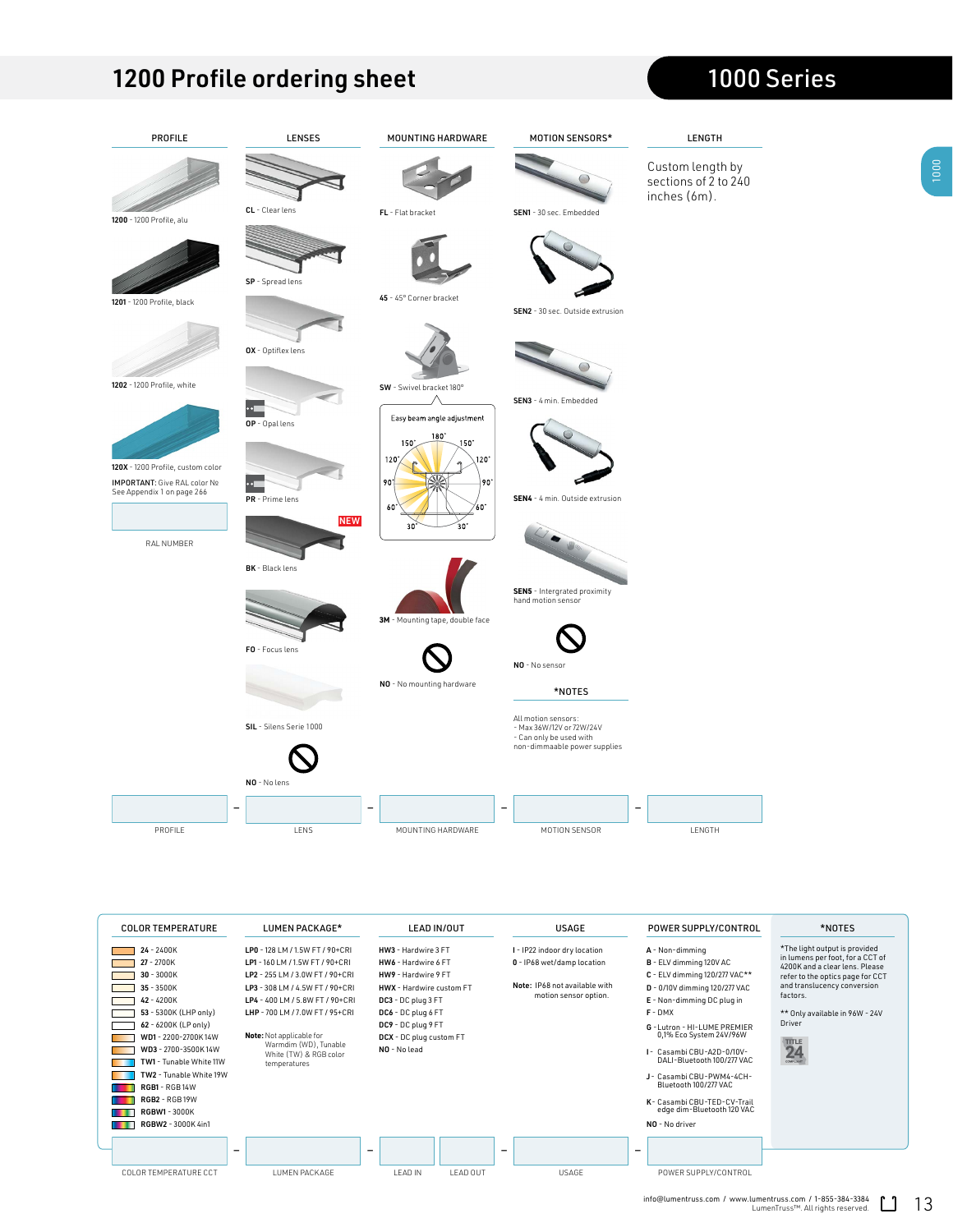# 1200 Profile ordering sheet

## 1000 Series

### PROFILE

**1200** - 1200 Profile, alu

**1201** - 1200 Profile, black

**1202** - 1200 Profile, white

**120X** - 1200 Profile, custom color

**IMPORTANT:** Give RAL color No
See Appendix 1 on page 266

RAL NUMBER

### LENSES

**CL** - Clear lens

**SP** - Spread lens

**OX** - Optiflex lens

**OP** - Opal lens

**PR** - Prime lens

NEW

**BK** - Black lens

**FO** - Focus lens

**SIL** - Silens Serie 1000

**NO** - No lens

### MOUNTING HARDWARE

**FL** - Flat bracket

**45** - 45° Corner bracket

**SW** - Swivel bracket 180°

Easy beam angle adjustment

180° 150° 150° 120° 120° 90° 90° 60° 60° 30° 30°

**3M** - Mounting tape, double face

**NO** - No mounting hardware

### MOTION SENSORS*

**SEN1** - 30 sec. Embedded

**SEN2** - 30 sec. Outside extrusion

**SEN3** - 4 min. Embedded

**SEN4** - 4 min. Outside extrusion

**SEN5** - Intergrated proximity hand motion sensor

**NO** - No sensor

#### *NOTES

All motion sensors:
- Max 36W/12V or 72W/24V
- Can only be used with non-dimmaable power supplies

### LENGTH

Custom length by sections of 2 to 240 inches (6m).

PROFILE – LENS – MOUNTING HARDWARE – MOTION SENSOR – LENGTH

### COLOR TEMPERATURE

**24** - 2400K
**27** - 2700K
**30** - 3000K
**35** - 3500K
**42** - 4200K
**53** - 5300K (LHP only)
**62** - 6200K (LP only)
**WD1** - 2200-2700K 14W
**WD3** - 2700-3500K 14W
**TW1** - Tunable White 11W
**TW2** - Tunable White 19W
**RGB1** - RGB 14W
**RGB2** - RGB 19W
**RGBW1** - 3000K
**RGBW2** - 3000K 4in1

### LUMEN PACKAGE*

**LP0** - 128 LM / 1.5W FT / 90+CRI
**LP1** - 160 LM / 1.5W FT / 90+CRI
**LP2** - 255 LM / 3.0W FT / 90+CRI
**LP3** - 308 LM / 4.5W FT / 90+CRI
**LP4** - 400 LM / 5.8W FT / 90+CRI
**LHP** - 700 LM / 7.0W FT / 95+CRI

**Note:** Not applicable for Warmdim (WD), Tunable White (TW) & RGB color temperatures

### LEAD IN/OUT

**HW3** - Hardwire 3 FT
**HW6** - Hardwire 6 FT
**HW9** - Hardwire 9 FT
**HWX** - Hardwire custom FT
**DC3** - DC plug 3 FT
**DC6** - DC plug 6 FT
**DC9** - DC plug 9 FT
**DCX** - DC plug custom FT
**NO** - No lead

### USAGE

**I** - IP22 indoor dry location
**O** - IP68 wet/damp location

**Note:** IP68 not available with motion sensor option.

### POWER SUPPLY/CONTROL

**A** - Non-dimming
**B** - ELV dimming 120V AC
**C** - ELV dimming 120/277 VAC**
**D** - 0/10V dimming 120/277 VAC
**E** - Non-dimming DC plug in
**F** - DMX
**G** - Lutron - HI-LUME PREMIER 0,1% Eco System 24V/96W
**I** - Casambi CBU-A2D-0/10V-DALI-Bluetooth 100/277 VAC
**J** - Casambi CBU-PWM4-4CH-Bluetooth 100/277 VAC
**K** - Casambi CBU-TED-CV-Trail edge dim-Bluetooth 120 VAC
**NO** - No driver

### *NOTES

*The light output is provided in lumens per foot, for a CCT of 4200K and a clear lens. Please refer to the optics page for CCT and translucency conversion factors.

** Only available in 96W - 24V Driver

TITLE 24 COMPLIANT

COLOR TEMPERATURE CCT – LUMEN PACKAGE – LEAD IN / LEAD OUT – USAGE – POWER SUPPLY/CONTROL

info@lumentruss.com / www.lumentruss.com / 1-855-384-3384
LumenTruss™. All rights reserved.